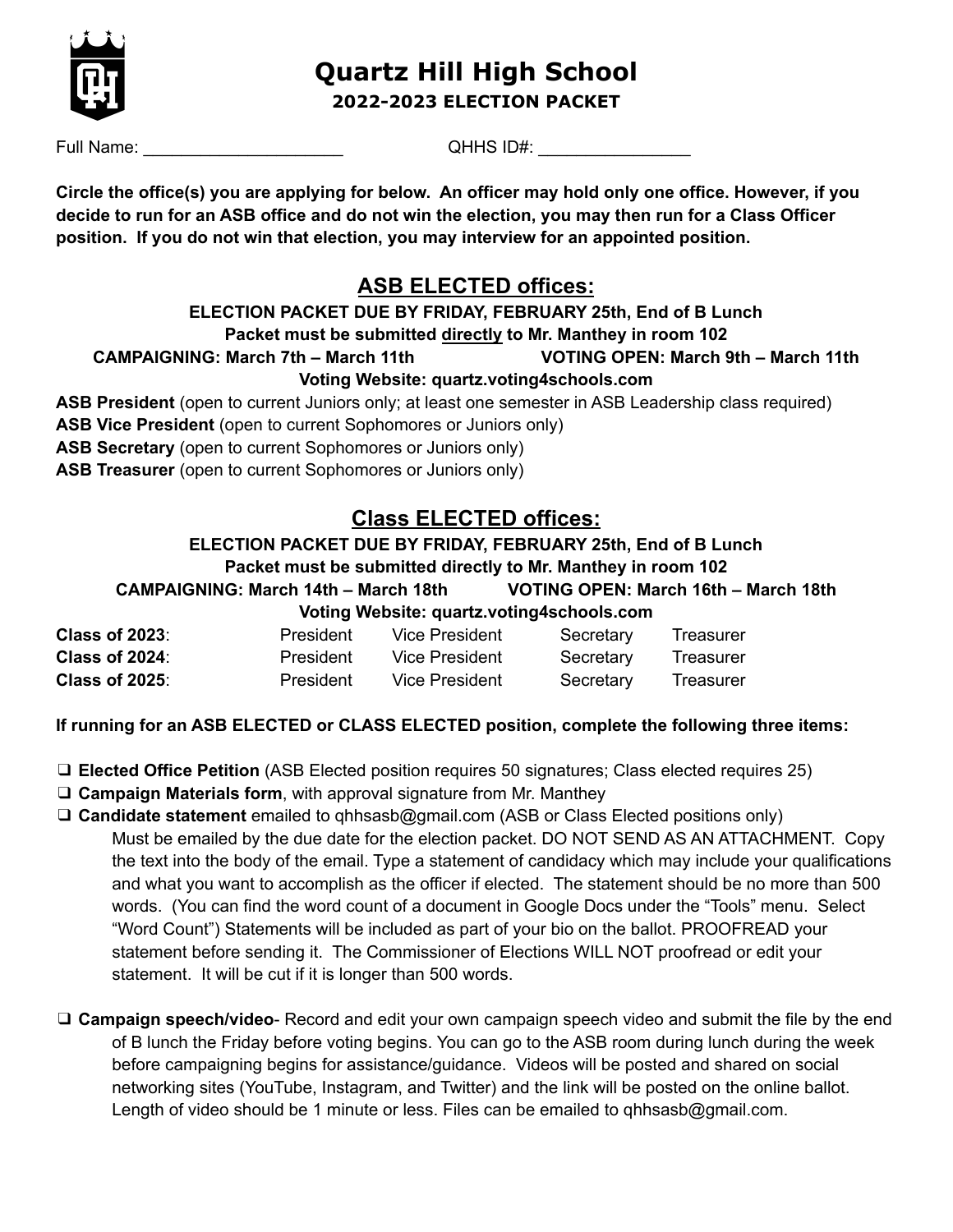# Quartz Hill High School

**2022-2023 ELECTION PACKET**

Full Name: _____________________ QHHS ID#: ________________

**Circle the office(s) you are applying for below. An officer may hold only one office. However, if you decide to run for an ASB office and do not win the election, you may then run for a Class Officer position. If you do not win that election, you may interview for an appointed position.**

## ASB ELECTED offices:

**ELECTION PACKET DUE BY FRIDAY, FEBRUARY 25th, End of B Lunch**

**Packet must be submitted directly to Mr. Manthey in room 102**

**CAMPAIGNING: March 7th – March 11th** **VOTING OPEN: March 9th – March 11th**

**Voting Website: quartz.voting4schools.com**

**ASB President** (open to current Juniors only; at least one semester in ASB Leadership class required)
**ASB Vice President** (open to current Sophomores or Juniors only)
**ASB Secretary** (open to current Sophomores or Juniors only)
**ASB Treasurer** (open to current Sophomores or Juniors only)

## Class ELECTED offices:

**ELECTION PACKET DUE BY FRIDAY, FEBRUARY 25th, End of B Lunch**

**Packet must be submitted directly to Mr. Manthey in room 102**

**CAMPAIGNING: March 14th – March 18th** **VOTING OPEN: March 16th – March 18th**

**Voting Website: quartz.voting4schools.com**

| | | | | |
|---|---|---|---|---|
| **Class of 2023**: | President | Vice President | Secretary | Treasurer |
| **Class of 2024**: | President | Vice President | Secretary | Treasurer |
| **Class of 2025**: | President | Vice President | Secretary | Treasurer |

**If running for an ASB ELECTED or CLASS ELECTED position, complete the following three items:**

- ❑ **Elected Office Petition** (ASB Elected position requires 50 signatures; Class elected requires 25)
- ❑ **Campaign Materials form**, with approval signature from Mr. Manthey
- ❑ **Candidate statement** emailed to qhhsasb@gmail.com (ASB or Class Elected positions only)
  Must be emailed by the due date for the election packet. DO NOT SEND AS AN ATTACHMENT. Copy the text into the body of the email. Type a statement of candidacy which may include your qualifications and what you want to accomplish as the officer if elected. The statement should be no more than 500 words. (You can find the word count of a document in Google Docs under the "Tools" menu. Select "Word Count") Statements will be included as part of your bio on the ballot. PROOFREAD your statement before sending it. The Commissioner of Elections WILL NOT proofread or edit your statement. It will be cut if it is longer than 500 words.

- ❑ **Campaign speech/video**- Record and edit your own campaign speech video and submit the file by the end of B lunch the Friday before voting begins. You can go to the ASB room during lunch during the week before campaigning begins for assistance/guidance. Videos will be posted and shared on social networking sites (YouTube, Instagram, and Twitter) and the link will be posted on the online ballot. Length of video should be 1 minute or less. Files can be emailed to qhhsasb@gmail.com.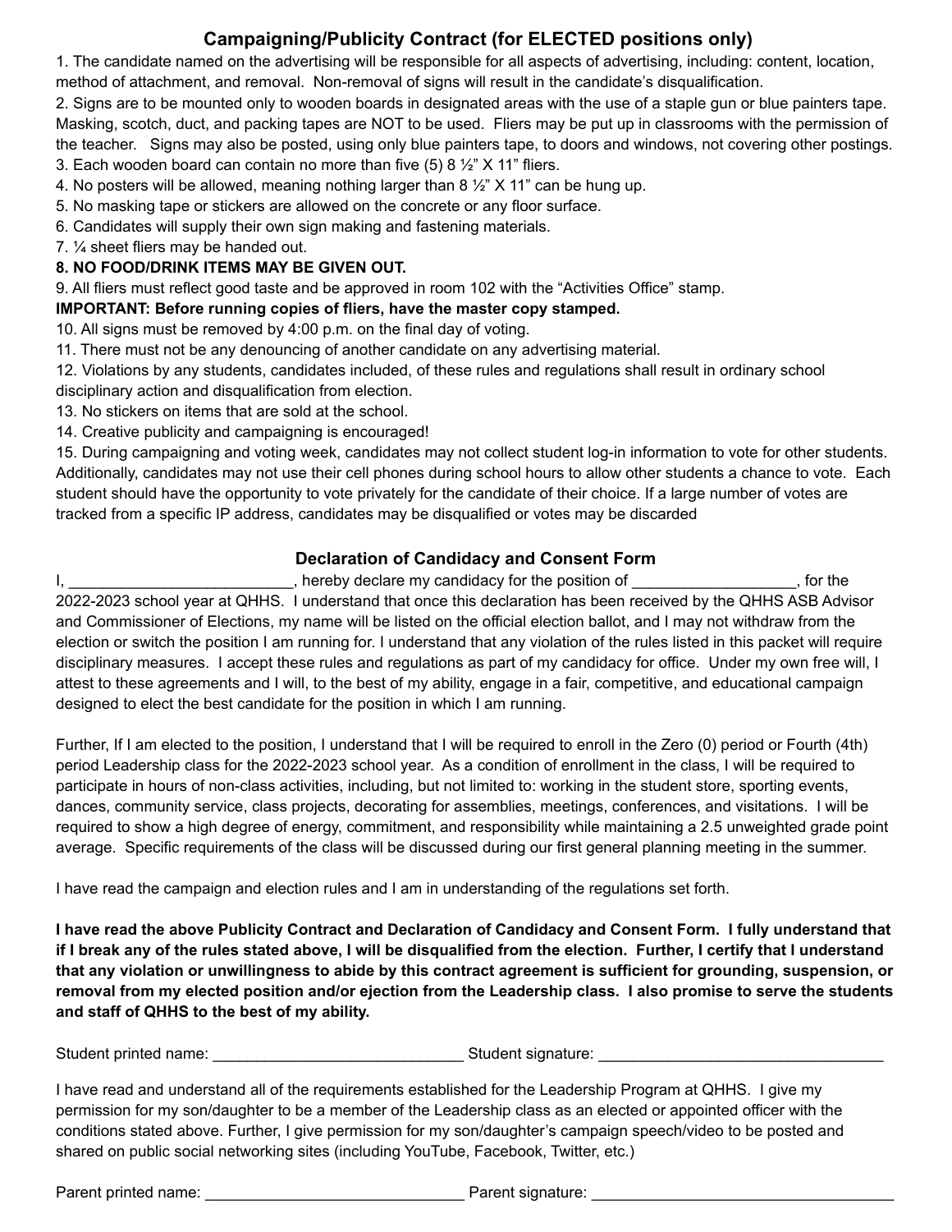## Campaigning/Publicity Contract (for ELECTED positions only)

1. The candidate named on the advertising will be responsible for all aspects of advertising, including: content, location, method of attachment, and removal. Non-removal of signs will result in the candidate's disqualification.
2. Signs are to be mounted only to wooden boards in designated areas with the use of a staple gun or blue painters tape. Masking, scotch, duct, and packing tapes are NOT to be used. Fliers may be put up in classrooms with the permission of the teacher. Signs may also be posted, using only blue painters tape, to doors and windows, not covering other postings.
3. Each wooden board can contain no more than five (5) 8 ½" X 11" fliers.
4. No posters will be allowed, meaning nothing larger than 8 ½" X 11" can be hung up.
5. No masking tape or stickers are allowed on the concrete or any floor surface.
6. Candidates will supply their own sign making and fastening materials.
7. ¼ sheet fliers may be handed out.
8. **NO FOOD/DRINK ITEMS MAY BE GIVEN OUT.**
9. All fliers must reflect good taste and be approved in room 102 with the "Activities Office" stamp.

**IMPORTANT: Before running copies of fliers, have the master copy stamped.**

10. All signs must be removed by 4:00 p.m. on the final day of voting.
11. There must not be any denouncing of another candidate on any advertising material.
12. Violations by any students, candidates included, of these rules and regulations shall result in ordinary school disciplinary action and disqualification from election.
13. No stickers on items that are sold at the school.
14. Creative publicity and campaigning is encouraged!
15. During campaigning and voting week, candidates may not collect student log-in information to vote for other students. Additionally, candidates may not use their cell phones during school hours to allow other students a chance to vote. Each student should have the opportunity to vote privately for the candidate of their choice. If a large number of votes are tracked from a specific IP address, candidates may be disqualified or votes may be discarded

## Declaration of Candidacy and Consent Form

I, ___________________________, hereby declare my candidacy for the position of ___________________, for the 2022-2023 school year at QHHS. I understand that once this declaration has been received by the QHHS ASB Advisor and Commissioner of Elections, my name will be listed on the official election ballot, and I may not withdraw from the election or switch the position I am running for. I understand that any violation of the rules listed in this packet will require disciplinary measures. I accept these rules and regulations as part of my candidacy for office. Under my own free will, I attest to these agreements and I will, to the best of my ability, engage in a fair, competitive, and educational campaign designed to elect the best candidate for the position in which I am running.

Further, If I am elected to the position, I understand that I will be required to enroll in the Zero (0) period or Fourth (4th) period Leadership class for the 2022-2023 school year. As a condition of enrollment in the class, I will be required to participate in hours of non-class activities, including, but not limited to: working in the student store, sporting events, dances, community service, class projects, decorating for assemblies, meetings, conferences, and visitations. I will be required to show a high degree of energy, commitment, and responsibility while maintaining a 2.5 unweighted grade point average. Specific requirements of the class will be discussed during our first general planning meeting in the summer.

I have read the campaign and election rules and I am in understanding of the regulations set forth.

**I have read the above Publicity Contract and Declaration of Candidacy and Consent Form. I fully understand that if I break any of the rules stated above, I will be disqualified from the election. Further, I certify that I understand that any violation or unwillingness to abide by this contract agreement is sufficient for grounding, suspension, or removal from my elected position and/or ejection from the Leadership class. I also promise to serve the students and staff of QHHS to the best of my ability.**

Student printed name: ______________________________ Student signature: __________________________________

I have read and understand all of the requirements established for the Leadership Program at QHHS. I give my permission for my son/daughter to be a member of the Leadership class as an elected or appointed officer with the conditions stated above. Further, I give permission for my son/daughter's campaign speech/video to be posted and shared on public social networking sites (including YouTube, Facebook, Twitter, etc.)

Parent printed name: _______________________________ Parent signature: ____________________________________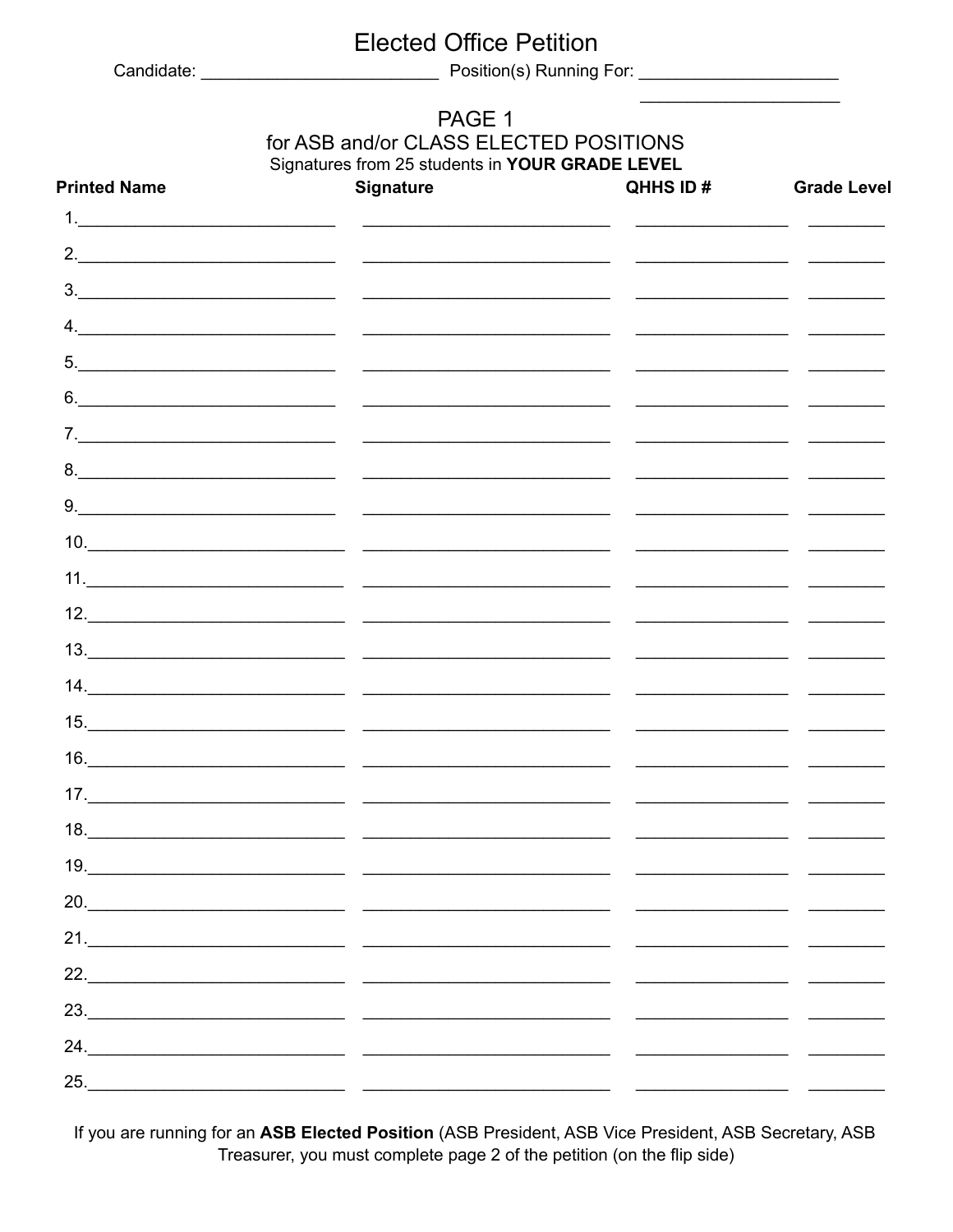# Elected Office Petition

Candidate: ________________________ Position(s) Running For: ____________________

____________________

## PAGE 1

### for ASB and/or CLASS ELECTED POSITIONS

Signatures from 25 students in **YOUR GRADE LEVEL**

| Printed Name | Signature | QHHS ID # | Grade Level |
|---|---|---|---|
| 1. | | | |
| 2. | | | |
| 3. | | | |
| 4. | | | |
| 5. | | | |
| 6. | | | |
| 7. | | | |
| 8. | | | |
| 9. | | | |
| 10. | | | |
| 11. | | | |
| 12. | | | |
| 13. | | | |
| 14. | | | |
| 15. | | | |
| 16. | | | |
| 17. | | | |
| 18. | | | |
| 19. | | | |
| 20. | | | |
| 21. | | | |
| 22. | | | |
| 23. | | | |
| 24. | | | |
| 25. | | | |

If you are running for an **ASB Elected Position** (ASB President, ASB Vice President, ASB Secretary, ASB Treasurer, you must complete page 2 of the petition (on the flip side)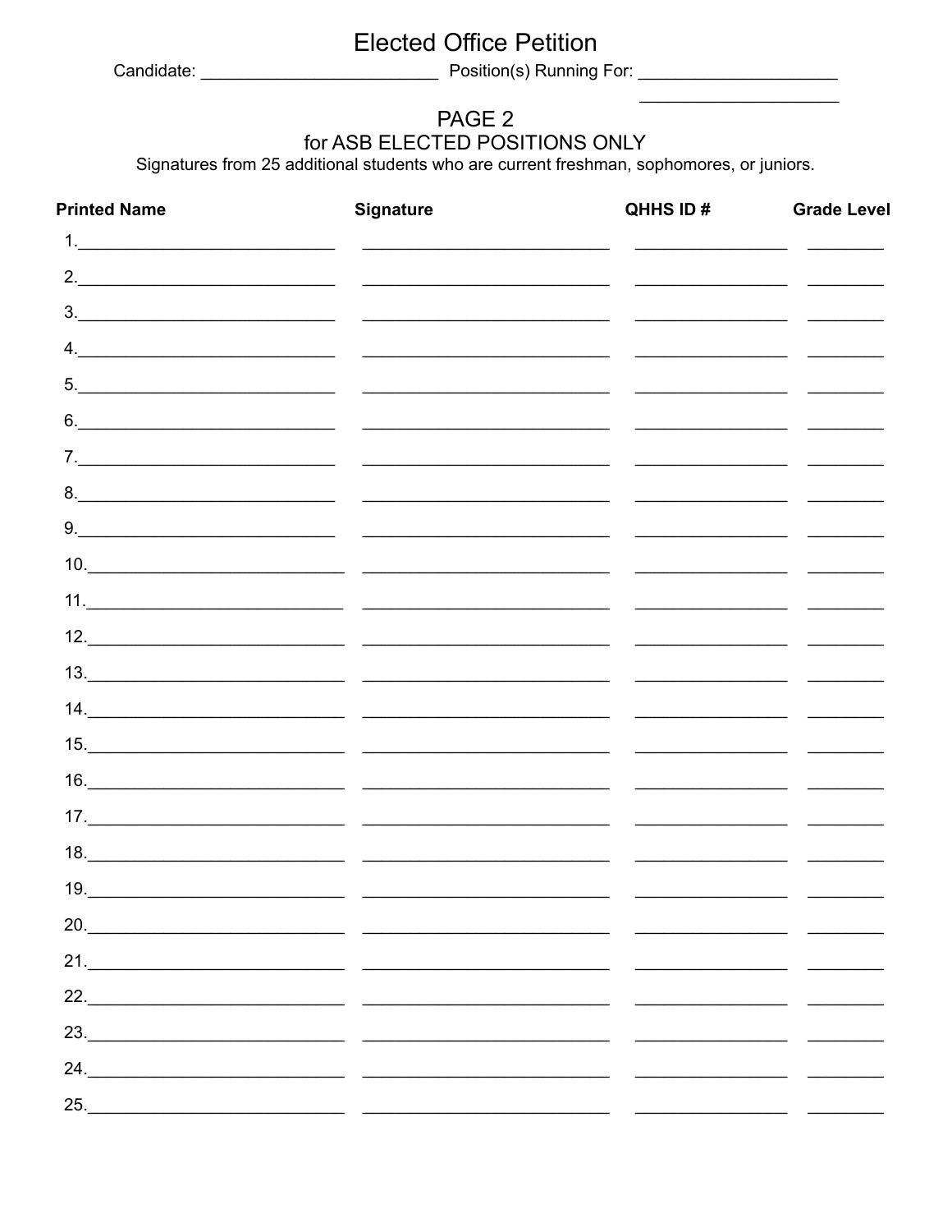# Elected Office Petition

Candidate: ________________________ Position(s) Running For: ____________________

____________________

## PAGE 2

### for ASB ELECTED POSITIONS ONLY

Signatures from 25 additional students who are current freshman, sophomores, or juniors.

| Printed Name | Signature | QHHS ID # | Grade Level |
|---|---|---|---|
| 1. | | | |
| 2. | | | |
| 3. | | | |
| 4. | | | |
| 5. | | | |
| 6. | | | |
| 7. | | | |
| 8. | | | |
| 9. | | | |
| 10. | | | |
| 11. | | | |
| 12. | | | |
| 13. | | | |
| 14. | | | |
| 15. | | | |
| 16. | | | |
| 17. | | | |
| 18. | | | |
| 19. | | | |
| 20. | | | |
| 21. | | | |
| 22. | | | |
| 23. | | | |
| 24. | | | |
| 25. | | | |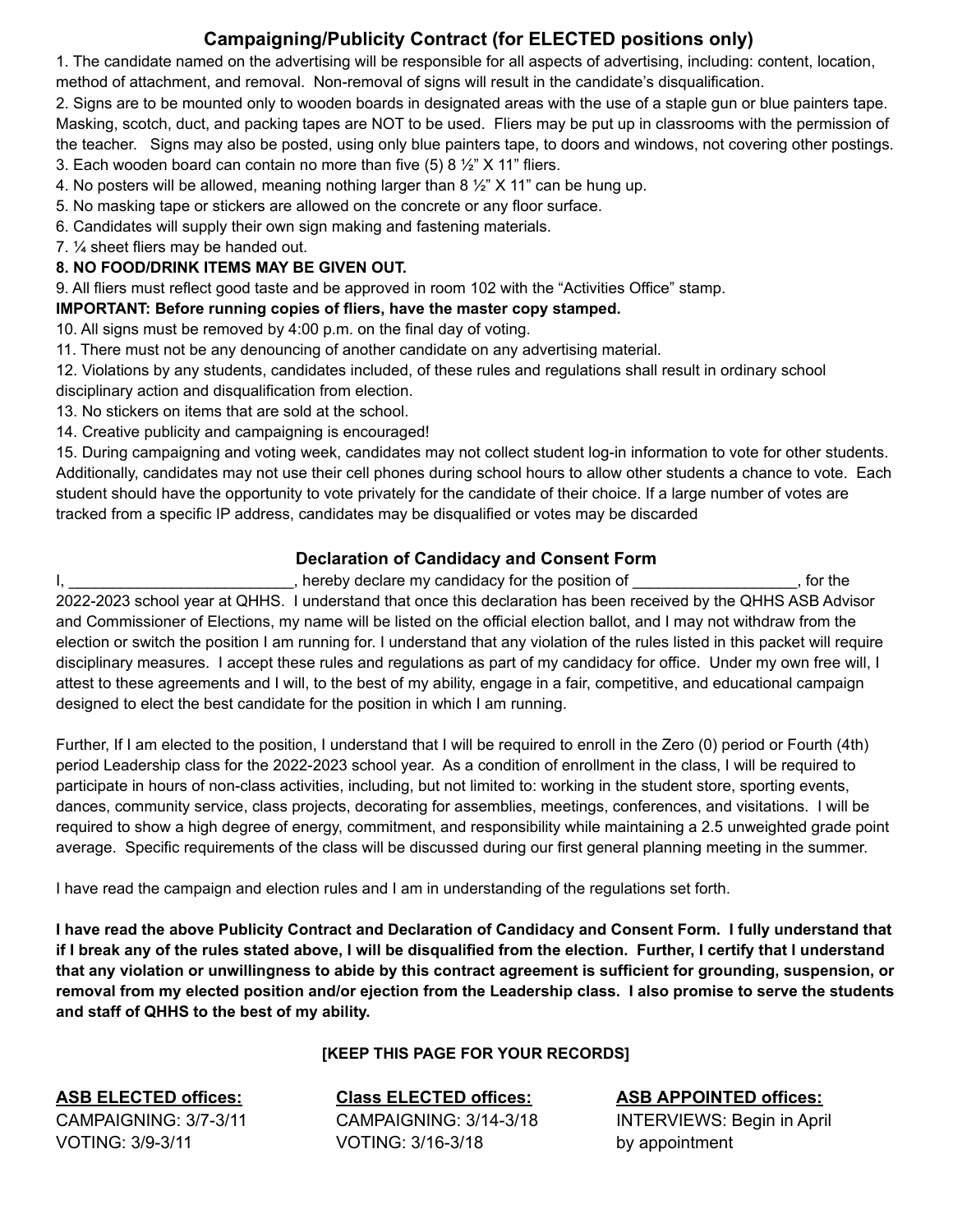## Campaigning/Publicity Contract (for ELECTED positions only)

1. The candidate named on the advertising will be responsible for all aspects of advertising, including: content, location, method of attachment, and removal. Non-removal of signs will result in the candidate's disqualification.
2. Signs are to be mounted only to wooden boards in designated areas with the use of a staple gun or blue painters tape. Masking, scotch, duct, and packing tapes are NOT to be used. Fliers may be put up in classrooms with the permission of the teacher. Signs may also be posted, using only blue painters tape, to doors and windows, not covering other postings.
3. Each wooden board can contain no more than five (5) 8 ½" X 11" fliers.
4. No posters will be allowed, meaning nothing larger than 8 ½" X 11" can be hung up.
5. No masking tape or stickers are allowed on the concrete or any floor surface.
6. Candidates will supply their own sign making and fastening materials.
7. ¼ sheet fliers may be handed out.
8. **NO FOOD/DRINK ITEMS MAY BE GIVEN OUT.**
9. All fliers must reflect good taste and be approved in room 102 with the "Activities Office" stamp.

**IMPORTANT: Before running copies of fliers, have the master copy stamped.**

10. All signs must be removed by 4:00 p.m. on the final day of voting.
11. There must not be any denouncing of another candidate on any advertising material.
12. Violations by any students, candidates included, of these rules and regulations shall result in ordinary school disciplinary action and disqualification from election.
13. No stickers on items that are sold at the school.
14. Creative publicity and campaigning is encouraged!
15. During campaigning and voting week, candidates may not collect student log-in information to vote for other students. Additionally, candidates may not use their cell phones during school hours to allow other students a chance to vote. Each student should have the opportunity to vote privately for the candidate of their choice. If a large number of votes are tracked from a specific IP address, candidates may be disqualified or votes may be discarded

## Declaration of Candidacy and Consent Form

I, __________________________, hereby declare my candidacy for the position of ___________________, for the 2022-2023 school year at QHHS. I understand that once this declaration has been received by the QHHS ASB Advisor and Commissioner of Elections, my name will be listed on the official election ballot, and I may not withdraw from the election or switch the position I am running for. I understand that any violation of the rules listed in this packet will require disciplinary measures. I accept these rules and regulations as part of my candidacy for office. Under my own free will, I attest to these agreements and I will, to the best of my ability, engage in a fair, competitive, and educational campaign designed to elect the best candidate for the position in which I am running.

Further, If I am elected to the position, I understand that I will be required to enroll in the Zero (0) period or Fourth (4th) period Leadership class for the 2022-2023 school year. As a condition of enrollment in the class, I will be required to participate in hours of non-class activities, including, but not limited to: working in the student store, sporting events, dances, community service, class projects, decorating for assemblies, meetings, conferences, and visitations. I will be required to show a high degree of energy, commitment, and responsibility while maintaining a 2.5 unweighted grade point average. Specific requirements of the class will be discussed during our first general planning meeting in the summer.

I have read the campaign and election rules and I am in understanding of the regulations set forth.

**I have read the above Publicity Contract and Declaration of Candidacy and Consent Form. I fully understand that if I break any of the rules stated above, I will be disqualified from the election. Further, I certify that I understand that any violation or unwillingness to abide by this contract agreement is sufficient for grounding, suspension, or removal from my elected position and/or ejection from the Leadership class. I also promise to serve the students and staff of QHHS to the best of my ability.**

**[KEEP THIS PAGE FOR YOUR RECORDS]**

**ASB ELECTED offices:**
CAMPAIGNING: 3/7-3/11
VOTING: 3/9-3/11

**Class ELECTED offices:**
CAMPAIGNING: 3/14-3/18
VOTING: 3/16-3/18

**ASB APPOINTED offices:**
INTERVIEWS: Begin in April by appointment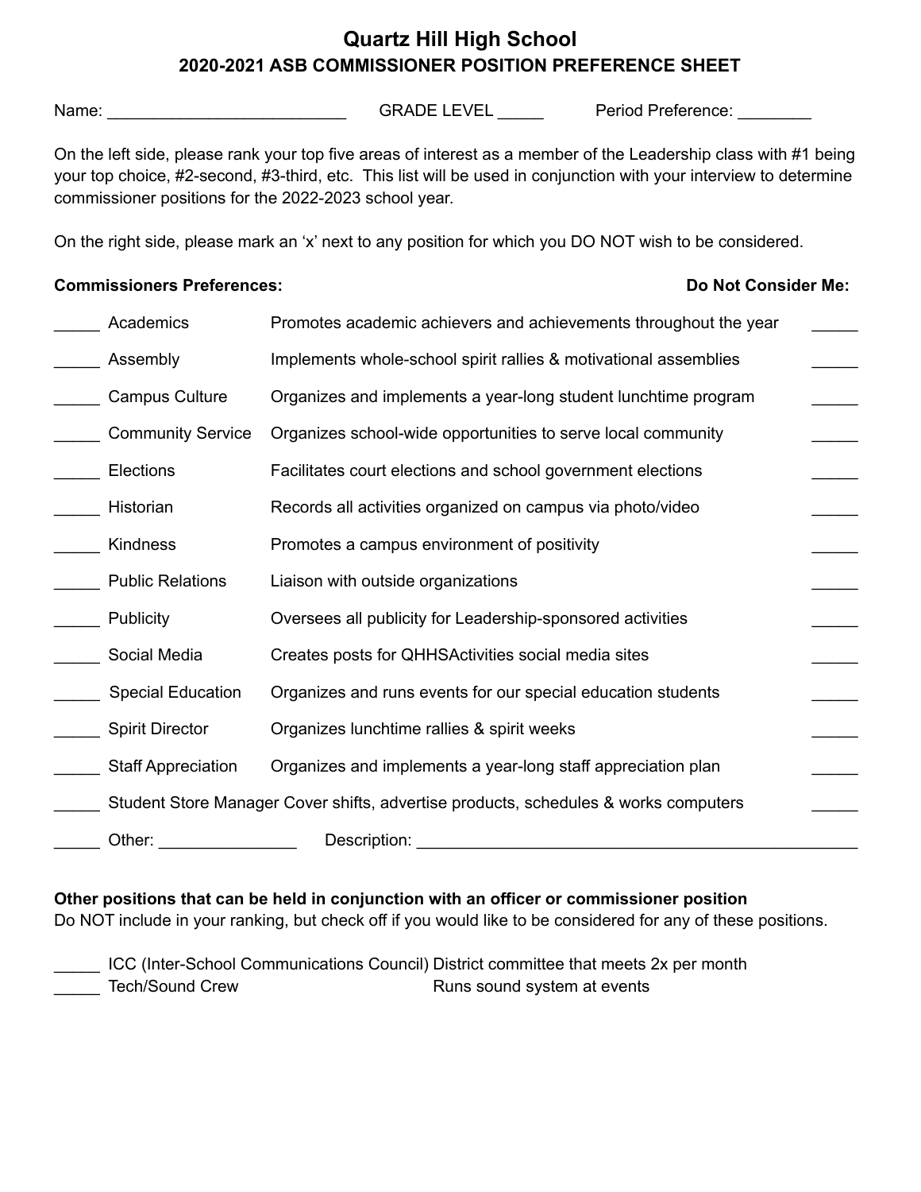# Quartz Hill High School

## 2020-2021 ASB COMMISSIONER POSITION PREFERENCE SHEET

Name: ___________________________ GRADE LEVEL _____ Period Preference: ________

On the left side, please rank your top five areas of interest as a member of the Leadership class with #1 being your top choice, #2-second, #3-third, etc. This list will be used in conjunction with your interview to determine commissioner positions for the 2022-2023 school year.

On the right side, please mark an 'x' next to any position for which you DO NOT wish to be considered.

| Commissioners Preferences: | | | Do Not Consider Me: |
|---|---|---|---|
| _____ | Academics | Promotes academic achievers and achievements throughout the year | _____ |
| _____ | Assembly | Implements whole-school spirit rallies & motivational assemblies | _____ |
| _____ | Campus Culture | Organizes and implements a year-long student lunchtime program | _____ |
| _____ | Community Service | Organizes school-wide opportunities to serve local community | _____ |
| _____ | Elections | Facilitates court elections and school government elections | _____ |
| _____ | Historian | Records all activities organized on campus via photo/video | _____ |
| _____ | Kindness | Promotes a campus environment of positivity | _____ |
| _____ | Public Relations | Liaison with outside organizations | _____ |
| _____ | Publicity | Oversees all publicity for Leadership-sponsored activities | _____ |
| _____ | Social Media | Creates posts for QHHSActivities social media sites | _____ |
| _____ | Special Education | Organizes and runs events for our special education students | _____ |
| _____ | Spirit Director | Organizes lunchtime rallies & spirit weeks | _____ |
| _____ | Staff Appreciation | Organizes and implements a year-long staff appreciation plan | _____ |
| _____ | Student Store Manager | Cover shifts, advertise products, schedules & works computers | _____ |
| _____ | Other: _______________ | Description: _________________________________________________ | |

**Other positions that can be held in conjunction with an officer or commissioner position**

Do NOT include in your ranking, but check off if you would like to be considered for any of these positions.

_____ ICC (Inter-School Communications Council) District committee that meets 2x per month

_____ Tech/Sound Crew Runs sound system at events